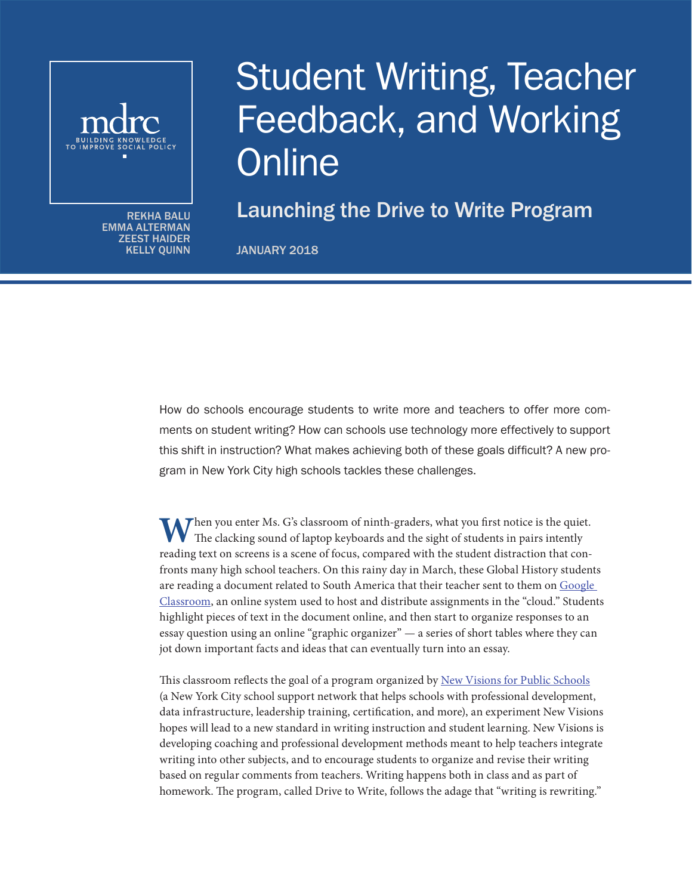mdrc

BUILDING KNOWLEDGE TO IMPROVE SOCIAL POLICY

REKHA BALU
EMMA ALTERMAN
ZEEST HAIDER
KELLY QUINN

# Student Writing, Teacher Feedback, and Working Online

## Launching the Drive to Write Program

JANUARY 2018

How do schools encourage students to write more and teachers to offer more comments on student writing? How can schools use technology more effectively to support this shift in instruction? What makes achieving both of these goals difficult? A new program in New York City high schools tackles these challenges.

When you enter Ms. G's classroom of ninth-graders, what you first notice is the quiet. The clacking sound of laptop keyboards and the sight of students in pairs intently reading text on screens is a scene of focus, compared with the student distraction that confronts many high school teachers. On this rainy day in March, these Global History students are reading a document related to South America that their teacher sent to them on Google Classroom, an online system used to host and distribute assignments in the "cloud." Students highlight pieces of text in the document online, and then start to organize responses to an essay question using an online "graphic organizer" — a series of short tables where they can jot down important facts and ideas that can eventually turn into an essay.

This classroom reflects the goal of a program organized by New Visions for Public Schools (a New York City school support network that helps schools with professional development, data infrastructure, leadership training, certification, and more), an experiment New Visions hopes will lead to a new standard in writing instruction and student learning. New Visions is developing coaching and professional development methods meant to help teachers integrate writing into other subjects, and to encourage students to organize and revise their writing based on regular comments from teachers. Writing happens both in class and as part of homework. The program, called Drive to Write, follows the adage that "writing is rewriting."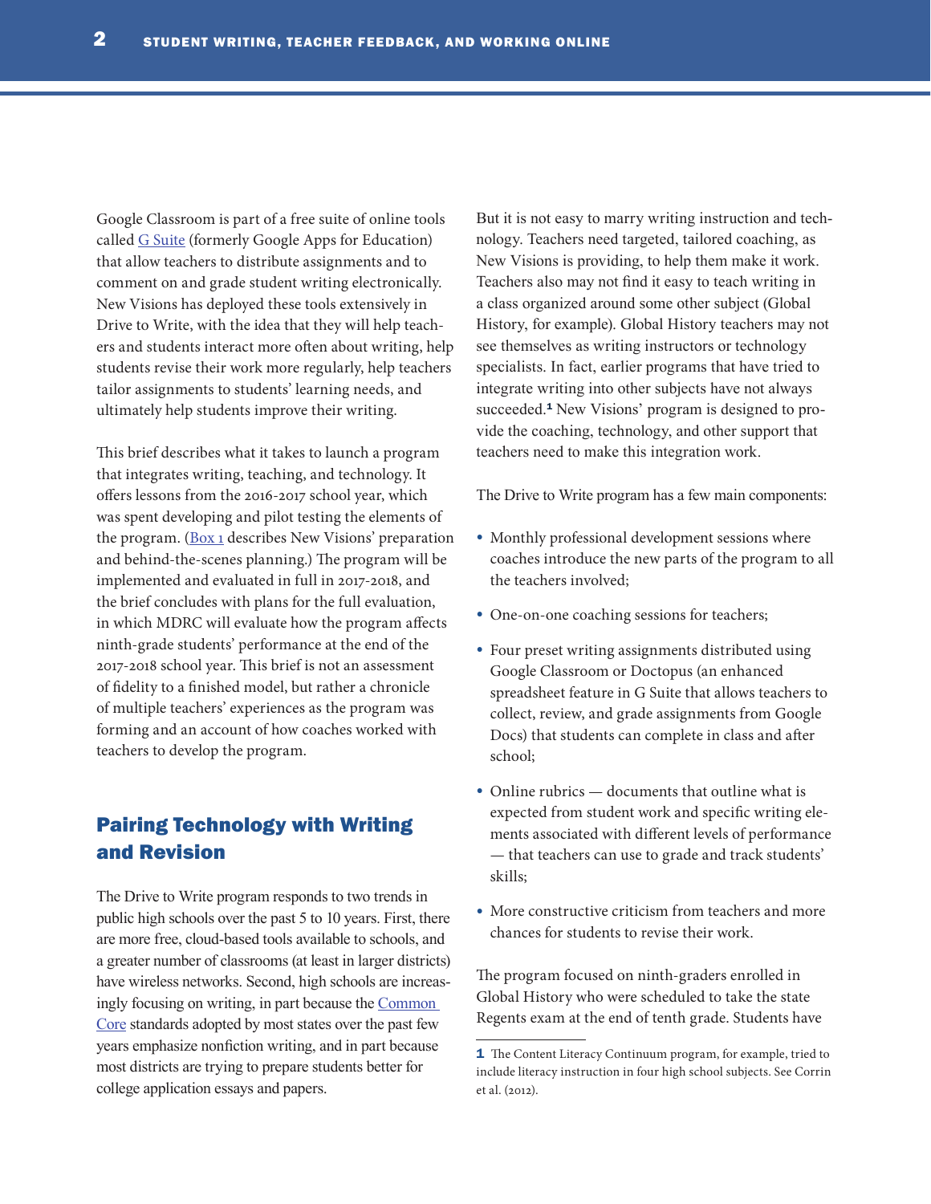Google Classroom is part of a free suite of online tools called G Suite (formerly Google Apps for Education) that allow teachers to distribute assignments and to comment on and grade student writing electronically. New Visions has deployed these tools extensively in Drive to Write, with the idea that they will help teachers and students interact more often about writing, help students revise their work more regularly, help teachers tailor assignments to students' learning needs, and ultimately help students improve their writing.

This brief describes what it takes to launch a program that integrates writing, teaching, and technology. It offers lessons from the 2016-2017 school year, which was spent developing and pilot testing the elements of the program. (Box 1 describes New Visions' preparation and behind-the-scenes planning.) The program will be implemented and evaluated in full in 2017-2018, and the brief concludes with plans for the full evaluation, in which MDRC will evaluate how the program affects ninth-grade students' performance at the end of the 2017-2018 school year. This brief is not an assessment of fidelity to a finished model, but rather a chronicle of multiple teachers' experiences as the program was forming and an account of how coaches worked with teachers to develop the program.

## Pairing Technology with Writing and Revision

The Drive to Write program responds to two trends in public high schools over the past 5 to 10 years. First, there are more free, cloud-based tools available to schools, and a greater number of classrooms (at least in larger districts) have wireless networks. Second, high schools are increasingly focusing on writing, in part because the Common Core standards adopted by most states over the past few years emphasize nonfiction writing, and in part because most districts are trying to prepare students better for college application essays and papers.

But it is not easy to marry writing instruction and technology. Teachers need targeted, tailored coaching, as New Visions is providing, to help them make it work. Teachers also may not find it easy to teach writing in a class organized around some other subject (Global History, for example). Global History teachers may not see themselves as writing instructors or technology specialists. In fact, earlier programs that have tried to integrate writing into other subjects have not always succeeded.[1] New Visions' program is designed to provide the coaching, technology, and other support that teachers need to make this integration work.

The Drive to Write program has a few main components:

- Monthly professional development sessions where coaches introduce the new parts of the program to all the teachers involved;
- One-on-one coaching sessions for teachers;
- Four preset writing assignments distributed using Google Classroom or Doctopus (an enhanced spreadsheet feature in G Suite that allows teachers to collect, review, and grade assignments from Google Docs) that students can complete in class and after school;
- Online rubrics — documents that outline what is expected from student work and specific writing elements associated with different levels of performance — that teachers can use to grade and track students' skills;
- More constructive criticism from teachers and more chances for students to revise their work.

The program focused on ninth-graders enrolled in Global History who were scheduled to take the state Regents exam at the end of tenth grade. Students have

[1] The Content Literacy Continuum program, for example, tried to include literacy instruction in four high school subjects. See Corrin et al. (2012).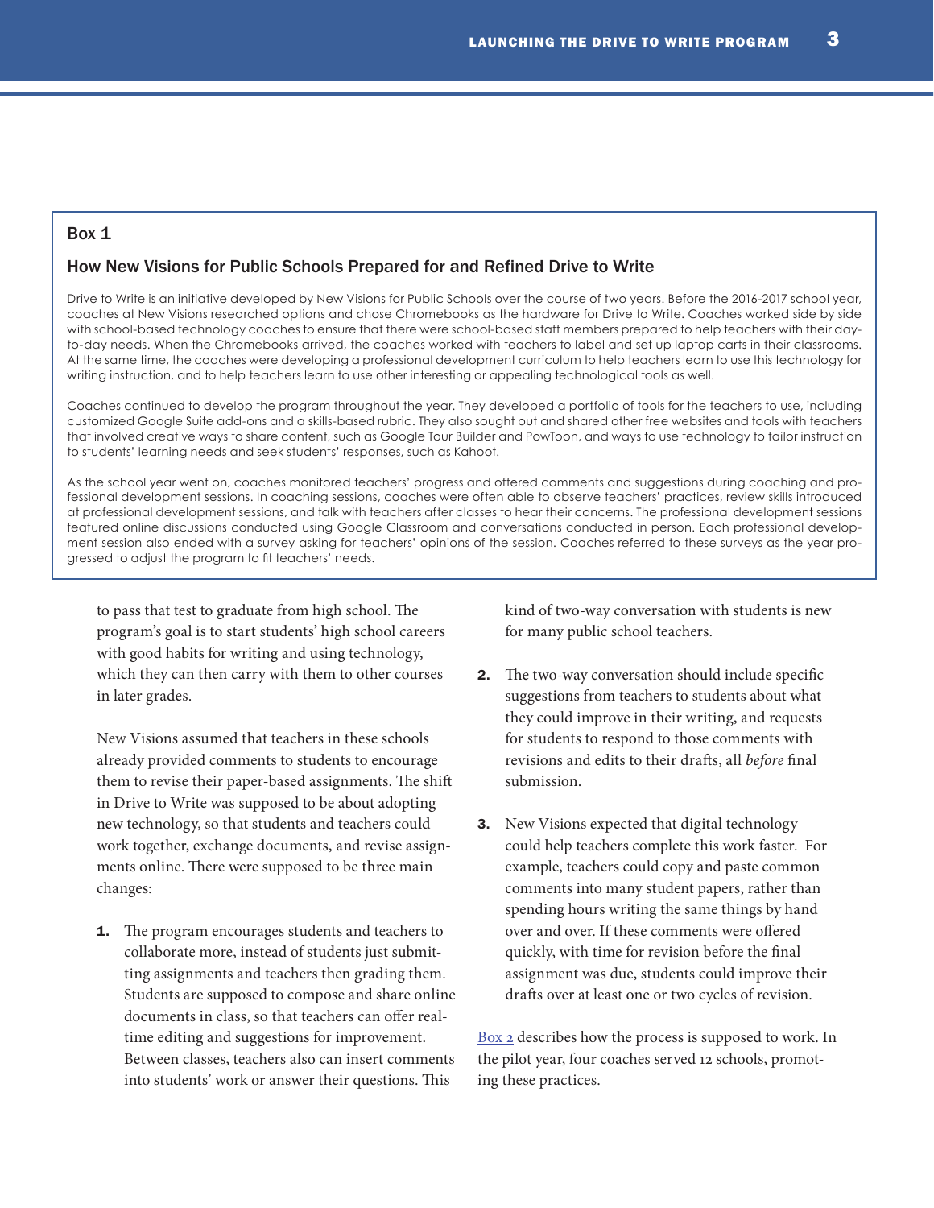## Box 1

### How New Visions for Public Schools Prepared for and Refined Drive to Write

Drive to Write is an initiative developed by New Visions for Public Schools over the course of two years. Before the 2016-2017 school year, coaches at New Visions researched options and chose Chromebooks as the hardware for Drive to Write. Coaches worked side by side with school-based technology coaches to ensure that there were school-based staff members prepared to help teachers with their day-to-day needs. When the Chromebooks arrived, the coaches worked with teachers to label and set up laptop carts in their classrooms. At the same time, the coaches were developing a professional development curriculum to help teachers learn to use this technology for writing instruction, and to help teachers learn to use other interesting or appealing technological tools as well.

Coaches continued to develop the program throughout the year. They developed a portfolio of tools for the teachers to use, including customized Google Suite add-ons and a skills-based rubric. They also sought out and shared other free websites and tools with teachers that involved creative ways to share content, such as Google Tour Builder and PowToon, and ways to use technology to tailor instruction to students' learning needs and seek students' responses, such as Kahoot.

As the school year went on, coaches monitored teachers' progress and offered comments and suggestions during coaching and professional development sessions. In coaching sessions, coaches were often able to observe teachers' practices, review skills introduced at professional development sessions, and talk with teachers after classes to hear their concerns. The professional development sessions featured online discussions conducted using Google Classroom and conversations conducted in person. Each professional development session also ended with a survey asking for teachers' opinions of the session. Coaches referred to these surveys as the year progressed to adjust the program to fit teachers' needs.

---

to pass that test to graduate from high school. The program's goal is to start students' high school careers with good habits for writing and using technology, which they can then carry with them to other courses in later grades.

New Visions assumed that teachers in these schools already provided comments to students to encourage them to revise their paper-based assignments. The shift in Drive to Write was supposed to be about adopting new technology, so that students and teachers could work together, exchange documents, and revise assignments online. There were supposed to be three main changes:

1. The program encourages students and teachers to collaborate more, instead of students just submitting assignments and teachers then grading them. Students are supposed to compose and share online documents in class, so that teachers can offer real-time editing and suggestions for improvement. Between classes, teachers also can insert comments into students' work or answer their questions. This kind of two-way conversation with students is new for many public school teachers.

2. The two-way conversation should include specific suggestions from teachers to students about what they could improve in their writing, and requests for students to respond to those comments with revisions and edits to their drafts, all *before* final submission.

3. New Visions expected that digital technology could help teachers complete this work faster. For example, teachers could copy and paste common comments into many student papers, rather than spending hours writing the same things by hand over and over. If these comments were offered quickly, with time for revision before the final assignment was due, students could improve their drafts over at least one or two cycles of revision.

Box 2 describes how the process is supposed to work. In the pilot year, four coaches served 12 schools, promoting these practices.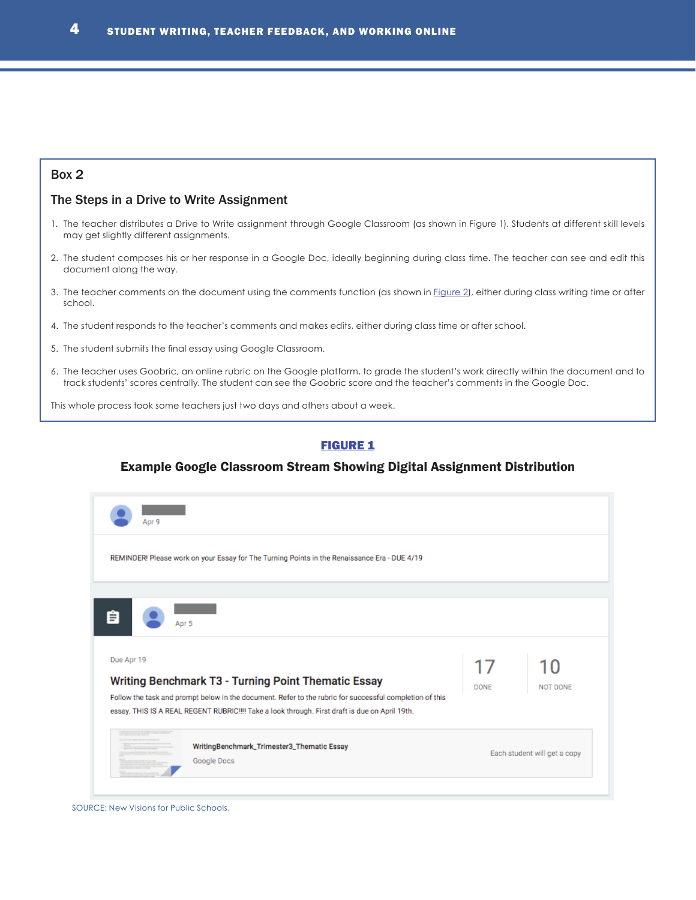## Box 2

### The Steps in a Drive to Write Assignment

1. The teacher distributes a Drive to Write assignment through Google Classroom (as shown in Figure 1). Students at different skill levels may get slightly different assignments.

2. The student composes his or her response in a Google Doc, ideally beginning during class time. The teacher can see and edit this document along the way.

3. The teacher comments on the document using the comments function (as shown in Figure 2), either during class writing time or after school.

4. The student responds to the teacher's comments and makes edits, either during class time or after school.

5. The student submits the final essay using Google Classroom.

6. The teacher uses Goobric, an online rubric on the Google platform, to grade the student's work directly within the document and to track students' scores centrally. The student can see the Goobric score and the teacher's comments in the Google Doc.

This whole process took some teachers just two days and others about a week.

**FIGURE 1**

**Example Google Classroom Stream Showing Digital Assignment Distribution**

Apr 9

REMINDER! Please work on your Essay for The Turning Points in the Renaissance Era - DUE 4/19

Apr 5

Due Apr 19

**Writing Benchmark T3 - Turning Point Thematic Essay**

Follow the task and prompt below in the document. Refer to the rubric for successful completion of this essay. THIS IS A REAL REGENT RUBRIC!!!! Take a look through. First draft is due on April 19th.

17 DONE | 10 NOT DONE

WritingBenchmark_Trimester3_Thematic Essay
Google Docs
Each student will get a copy

SOURCE: New Visions for Public Schools.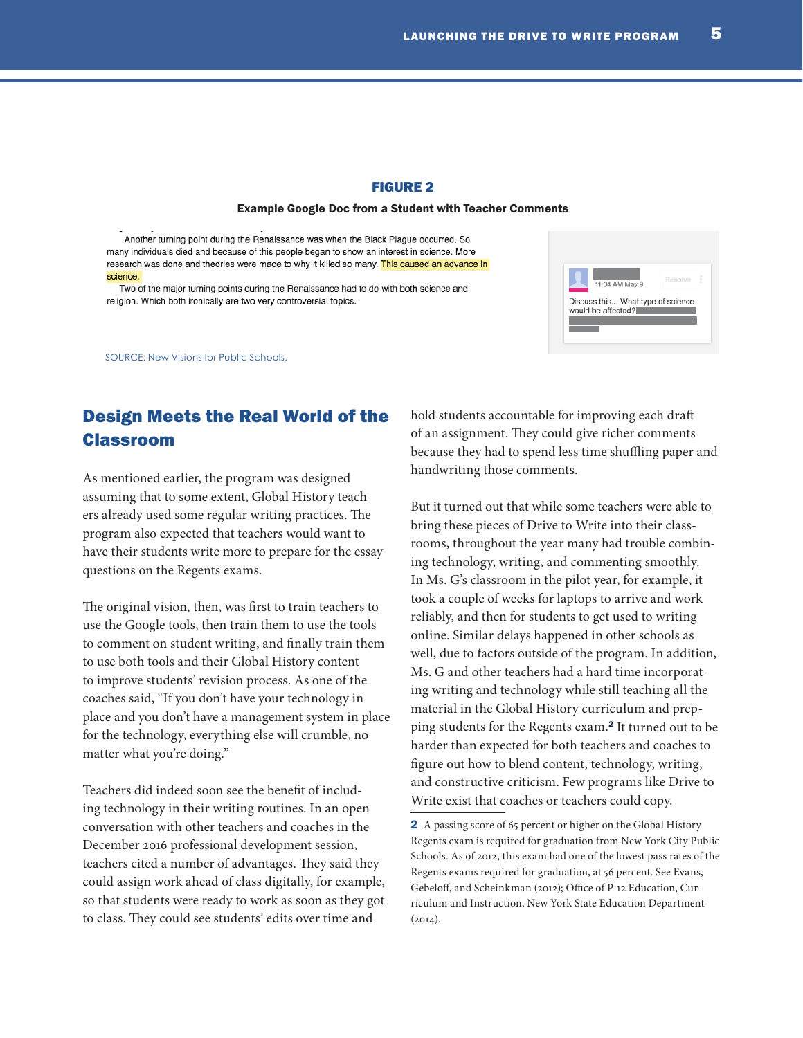**FIGURE 2**

**Example Google Doc from a Student with Teacher Comments**

Another turning point during the Renaissance was when the Black Plague occurred. So many individuals died and because of this people began to show an interest in science. More research was done and theories were made to why it killed so many. This caused an advance in science.

Two of the major turning points during the Renaissance had to do with both science and religion. Which both ironically are two very controversial topics.

11:04 AM May 9

Resolve

Discuss this... What type of science would be affected?

SOURCE: New Visions for Public Schools.

## Design Meets the Real World of the Classroom

As mentioned earlier, the program was designed assuming that to some extent, Global History teachers already used some regular writing practices. The program also expected that teachers would want to have their students write more to prepare for the essay questions on the Regents exams.

The original vision, then, was first to train teachers to use the Google tools, then train them to use the tools to comment on student writing, and finally train them to use both tools and their Global History content to improve students' revision process. As one of the coaches said, "If you don't have your technology in place and you don't have a management system in place for the technology, everything else will crumble, no matter what you're doing."

Teachers did indeed soon see the benefit of including technology in their writing routines. In an open conversation with other teachers and coaches in the December 2016 professional development session, teachers cited a number of advantages. They said they could assign work ahead of class digitally, for example, so that students were ready to work as soon as they got to class. They could see students' edits over time and hold students accountable for improving each draft of an assignment. They could give richer comments because they had to spend less time shuffling paper and handwriting those comments.

But it turned out that while some teachers were able to bring these pieces of Drive to Write into their classrooms, throughout the year many had trouble combining technology, writing, and commenting smoothly. In Ms. G's classroom in the pilot year, for example, it took a couple of weeks for laptops to arrive and work reliably, and then for students to get used to writing online. Similar delays happened in other schools as well, due to factors outside of the program. In addition, Ms. G and other teachers had a hard time incorporating writing and technology while still teaching all the material in the Global History curriculum and prepping students for the Regents exam.[2] It turned out to be harder than expected for both teachers and coaches to figure out how to blend content, technology, writing, and constructive criticism. Few programs like Drive to Write exist that coaches or teachers could copy.

[2] A passing score of 65 percent or higher on the Global History Regents exam is required for graduation from New York City Public Schools. As of 2012, this exam had one of the lowest pass rates of the Regents exams required for graduation, at 56 percent. See Evans, Gebeloff, and Scheinkman (2012); Office of P-12 Education, Curriculum and Instruction, New York State Education Department (2014).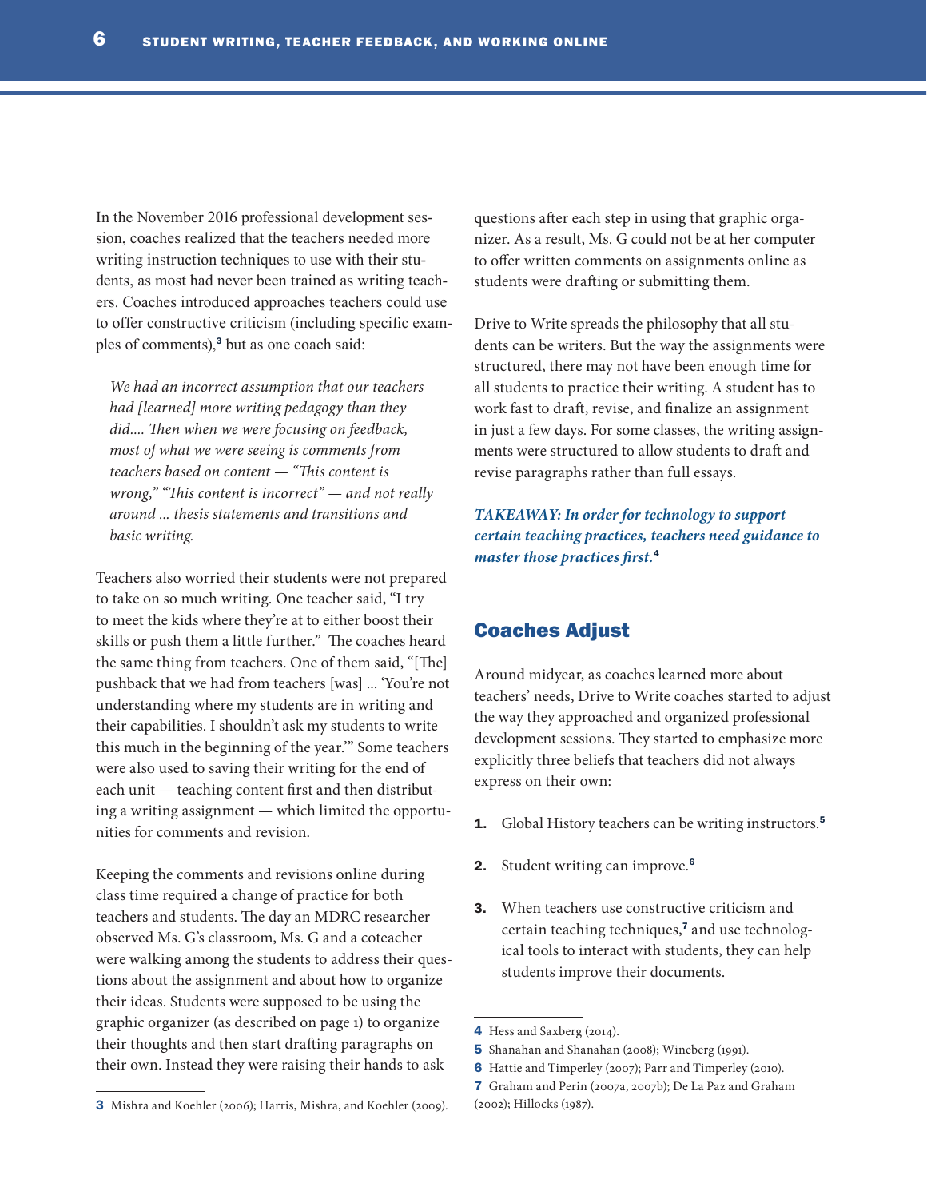In the November 2016 professional development session, coaches realized that the teachers needed more writing instruction techniques to use with their students, as most had never been trained as writing teachers. Coaches introduced approaches teachers could use to offer constructive criticism (including specific examples of comments),[3] but as one coach said:

> *We had an incorrect assumption that our teachers had [learned] more writing pedagogy than they did.... Then when we were focusing on feedback, most of what we were seeing is comments from teachers based on content — "This content is wrong," "This content is incorrect" — and not really around ... thesis statements and transitions and basic writing.*

Teachers also worried their students were not prepared to take on so much writing. One teacher said, "I try to meet the kids where they're at to either boost their skills or push them a little further." The coaches heard the same thing from teachers. One of them said, "[The] pushback that we had from teachers [was] ... 'You're not understanding where my students are in writing and their capabilities. I shouldn't ask my students to write this much in the beginning of the year.'" Some teachers were also used to saving their writing for the end of each unit — teaching content first and then distributing a writing assignment — which limited the opportunities for comments and revision.

Keeping the comments and revisions online during class time required a change of practice for both teachers and students. The day an MDRC researcher observed Ms. G's classroom, Ms. G and a coteacher were walking among the students to address their questions about the assignment and about how to organize their ideas. Students were supposed to be using the graphic organizer (as described on page 1) to organize their thoughts and then start drafting paragraphs on their own. Instead they were raising their hands to ask questions after each step in using that graphic organizer. As a result, Ms. G could not be at her computer to offer written comments on assignments online as students were drafting or submitting them.

Drive to Write spreads the philosophy that all students can be writers. But the way the assignments were structured, there may not have been enough time for all students to practice their writing. A student has to work fast to draft, revise, and finalize an assignment in just a few days. For some classes, the writing assignments were structured to allow students to draft and revise paragraphs rather than full essays.

***TAKEAWAY: In order for technology to support certain teaching practices, teachers need guidance to master those practices first.***[4]

## Coaches Adjust

Around midyear, as coaches learned more about teachers' needs, Drive to Write coaches started to adjust the way they approached and organized professional development sessions. They started to emphasize more explicitly three beliefs that teachers did not always express on their own:

1. Global History teachers can be writing instructors.[5]
2. Student writing can improve.[6]
3. When teachers use constructive criticism and certain teaching techniques,[7] and use technological tools to interact with students, they can help students improve their documents.

---

3 Mishra and Koehler (2006); Harris, Mishra, and Koehler (2009).

4 Hess and Saxberg (2014).

5 Shanahan and Shanahan (2008); Wineberg (1991).

6 Hattie and Timperley (2007); Parr and Timperley (2010).

7 Graham and Perin (2007a, 2007b); De La Paz and Graham (2002); Hillocks (1987).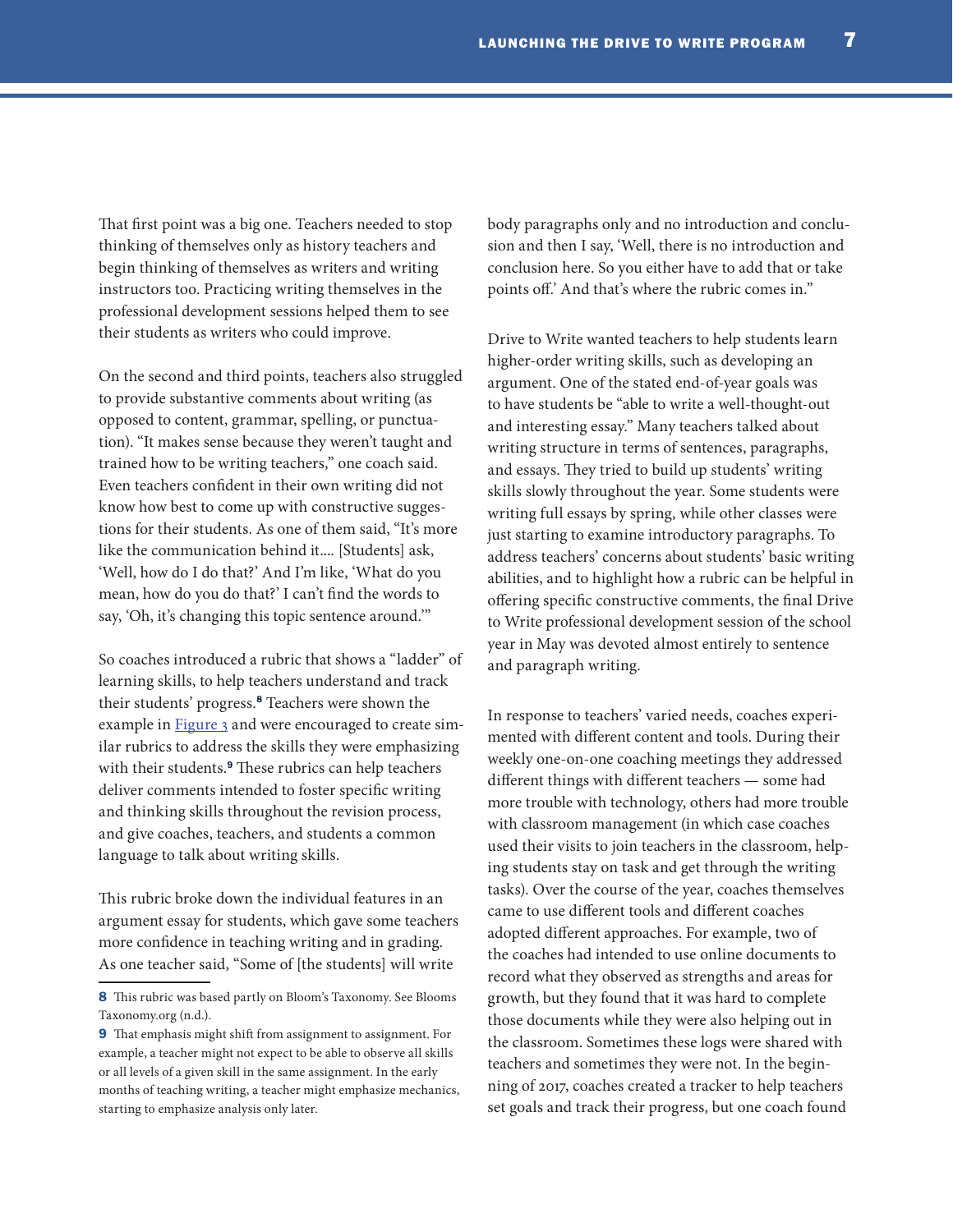That first point was a big one. Teachers needed to stop thinking of themselves only as history teachers and begin thinking of themselves as writers and writing instructors too. Practicing writing themselves in the professional development sessions helped them to see their students as writers who could improve.

On the second and third points, teachers also struggled to provide substantive comments about writing (as opposed to content, grammar, spelling, or punctuation). "It makes sense because they weren't taught and trained how to be writing teachers," one coach said. Even teachers confident in their own writing did not know how best to come up with constructive suggestions for their students. As one of them said, "It's more like the communication behind it.... [Students] ask, 'Well, how do I do that?' And I'm like, 'What do you mean, how do you do that?' I can't find the words to say, 'Oh, it's changing this topic sentence around.'"

So coaches introduced a rubric that shows a "ladder" of learning skills, to help teachers understand and track their students' progress.[8] Teachers were shown the example in Figure 3 and were encouraged to create similar rubrics to address the skills they were emphasizing with their students.[9] These rubrics can help teachers deliver comments intended to foster specific writing and thinking skills throughout the revision process, and give coaches, teachers, and students a common language to talk about writing skills.

This rubric broke down the individual features in an argument essay for students, which gave some teachers more confidence in teaching writing and in grading. As one teacher said, "Some of [the students] will write body paragraphs only and no introduction and conclusion and then I say, 'Well, there is no introduction and conclusion here. So you either have to add that or take points off.' And that's where the rubric comes in."

Drive to Write wanted teachers to help students learn higher-order writing skills, such as developing an argument. One of the stated end-of-year goals was to have students be "able to write a well-thought-out and interesting essay." Many teachers talked about writing structure in terms of sentences, paragraphs, and essays. They tried to build up students' writing skills slowly throughout the year. Some students were writing full essays by spring, while other classes were just starting to examine introductory paragraphs. To address teachers' concerns about students' basic writing abilities, and to highlight how a rubric can be helpful in offering specific constructive comments, the final Drive to Write professional development session of the school year in May was devoted almost entirely to sentence and paragraph writing.

In response to teachers' varied needs, coaches experimented with different content and tools. During their weekly one-on-one coaching meetings they addressed different things with different teachers — some had more trouble with technology, others had more trouble with classroom management (in which case coaches used their visits to join teachers in the classroom, helping students stay on task and get through the writing tasks). Over the course of the year, coaches themselves came to use different tools and different coaches adopted different approaches. For example, two of the coaches had intended to use online documents to record what they observed as strengths and areas for growth, but they found that it was hard to complete those documents while they were also helping out in the classroom. Sometimes these logs were shared with teachers and sometimes they were not. In the beginning of 2017, coaches created a tracker to help teachers set goals and track their progress, but one coach found

---

8 This rubric was based partly on Bloom's Taxonomy. See Blooms Taxonomy.org (n.d.).

9 That emphasis might shift from assignment to assignment. For example, a teacher might not expect to be able to observe all skills or all levels of a given skill in the same assignment. In the early months of teaching writing, a teacher might emphasize mechanics, starting to emphasize analysis only later.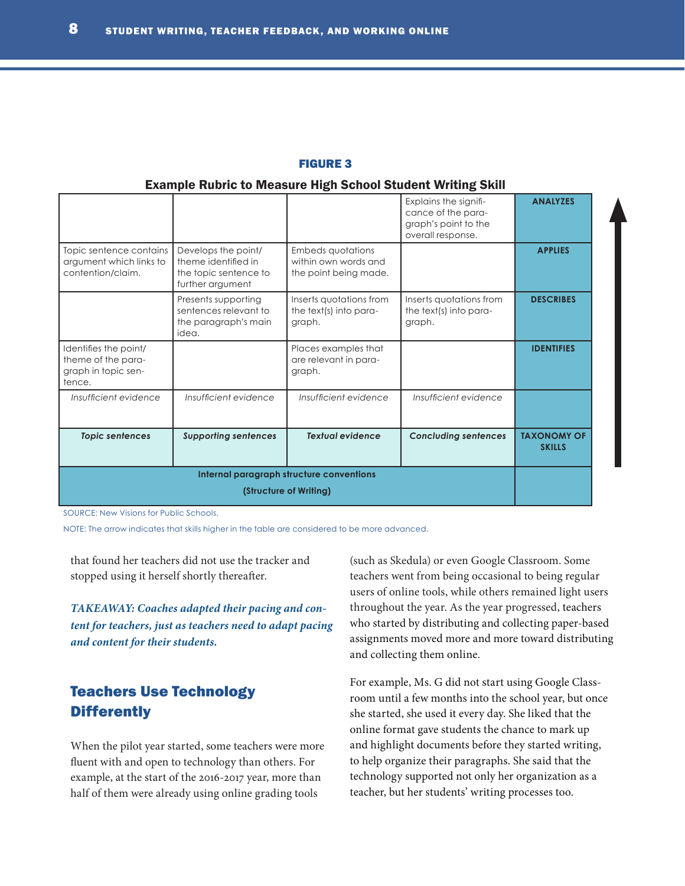**FIGURE 3**

**Example Rubric to Measure High School Student Writing Skill**

| | | | | |
|---|---|---|---|---|
| | | | Explains the significance of the paragraph's point to the overall response. | **ANALYZES** |
| Topic sentence contains argument which links to contention/claim. | Develops the point/ theme identified in the topic sentence to further argument | Embeds quotations within own words and the point being made. | | **APPLIES** |
| | Presents supporting sentences relevant to the paragraph's main idea. | Inserts quotations from the text(s) into paragraph. | Inserts quotations from the text(s) into paragraph. | **DESCRIBES** |
| Identifies the point/ theme of the paragraph in topic sentence. | | Places examples that are relevant in paragraph. | | **IDENTIFIES** |
| *Insufficient evidence* | *Insufficient evidence* | *Insufficient evidence* | *Insufficient evidence* | |
| ***Topic sentences*** | ***Supporting sentences*** | ***Textual evidence*** | ***Concluding sentences*** | **TAXONOMY OF SKILLS** |
| **Internal paragraph structure conventions (Structure of Writing)** | | | | |

SOURCE: New Visions for Public Schools.

NOTE: The arrow indicates that skills higher in the table are considered to be more advanced.

that found her teachers did not use the tracker and stopped using it herself shortly thereafter.

***TAKEAWAY: Coaches adapted their pacing and content for teachers, just as teachers need to adapt pacing and content for their students.***

## Teachers Use Technology Differently

When the pilot year started, some teachers were more fluent with and open to technology than others. For example, at the start of the 2016-2017 year, more than half of them were already using online grading tools (such as Skedula) or even Google Classroom. Some teachers went from being occasional to being regular users of online tools, while others remained light users throughout the year. As the year progressed, teachers who started by distributing and collecting paper-based assignments moved more and more toward distributing and collecting them online.

For example, Ms. G did not start using Google Classroom until a few months into the school year, but once she started, she used it every day. She liked that the online format gave students the chance to mark up and highlight documents before they started writing, to help organize their paragraphs. She said that the technology supported not only her organization as a teacher, but her students' writing processes too.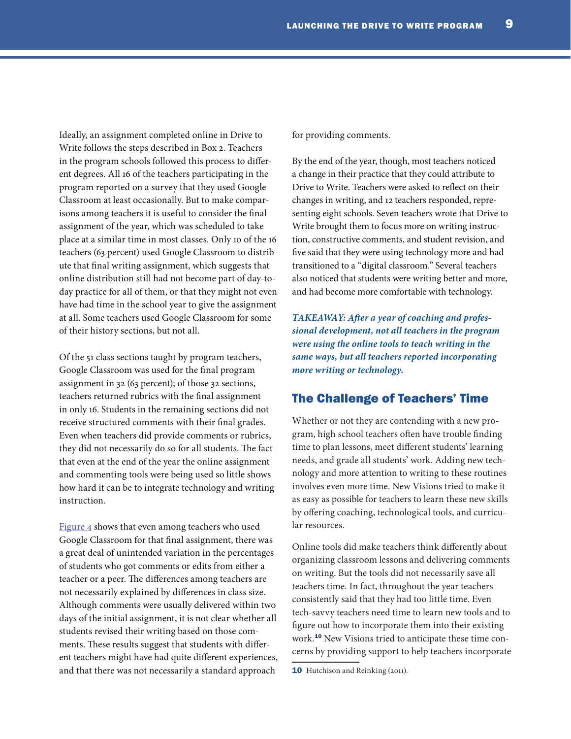Ideally, an assignment completed online in Drive to Write follows the steps described in Box 2. Teachers in the program schools followed this process to different degrees. All 16 of the teachers participating in the program reported on a survey that they used Google Classroom at least occasionally. But to make comparisons among teachers it is useful to consider the final assignment of the year, which was scheduled to take place at a similar time in most classes. Only 10 of the 16 teachers (63 percent) used Google Classroom to distribute that final writing assignment, which suggests that online distribution still had not become part of day-to-day practice for all of them, or that they might not even have had time in the school year to give the assignment at all. Some teachers used Google Classroom for some of their history sections, but not all.

Of the 51 class sections taught by program teachers, Google Classroom was used for the final program assignment in 32 (63 percent); of those 32 sections, teachers returned rubrics with the final assignment in only 16. Students in the remaining sections did not receive structured comments with their final grades. Even when teachers did provide comments or rubrics, they did not necessarily do so for all students. The fact that even at the end of the year the online assignment and commenting tools were being used so little shows how hard it can be to integrate technology and writing instruction.

Figure 4 shows that even among teachers who used Google Classroom for that final assignment, there was a great deal of unintended variation in the percentages of students who got comments or edits from either a teacher or a peer. The differences among teachers are not necessarily explained by differences in class size. Although comments were usually delivered within two days of the initial assignment, it is not clear whether all students revised their writing based on those comments. These results suggest that students with different teachers might have had quite different experiences, and that there was not necessarily a standard approach for providing comments.

By the end of the year, though, most teachers noticed a change in their practice that they could attribute to Drive to Write. Teachers were asked to reflect on their changes in writing, and 12 teachers responded, representing eight schools. Seven teachers wrote that Drive to Write brought them to focus more on writing instruction, constructive comments, and student revision, and five said that they were using technology more and had transitioned to a "digital classroom." Several teachers also noticed that students were writing better and more, and had become more comfortable with technology.

***TAKEAWAY: After a year of coaching and professional development, not all teachers in the program were using the online tools to teach writing in the same ways, but all teachers reported incorporating more writing or technology.***

## The Challenge of Teachers' Time

Whether or not they are contending with a new program, high school teachers often have trouble finding time to plan lessons, meet different students' learning needs, and grade all students' work. Adding new technology and more attention to writing to these routines involves even more time. New Visions tried to make it as easy as possible for teachers to learn these new skills by offering coaching, technological tools, and curricular resources.

Online tools did make teachers think differently about organizing classroom lessons and delivering comments on writing. But the tools did not necessarily save all teachers time. In fact, throughout the year teachers consistently said that they had too little time. Even tech-savvy teachers need time to learn new tools and to figure out how to incorporate them into their existing work.[10] New Visions tried to anticipate these time concerns by providing support to help teachers incorporate

**10** Hutchison and Reinking (2011).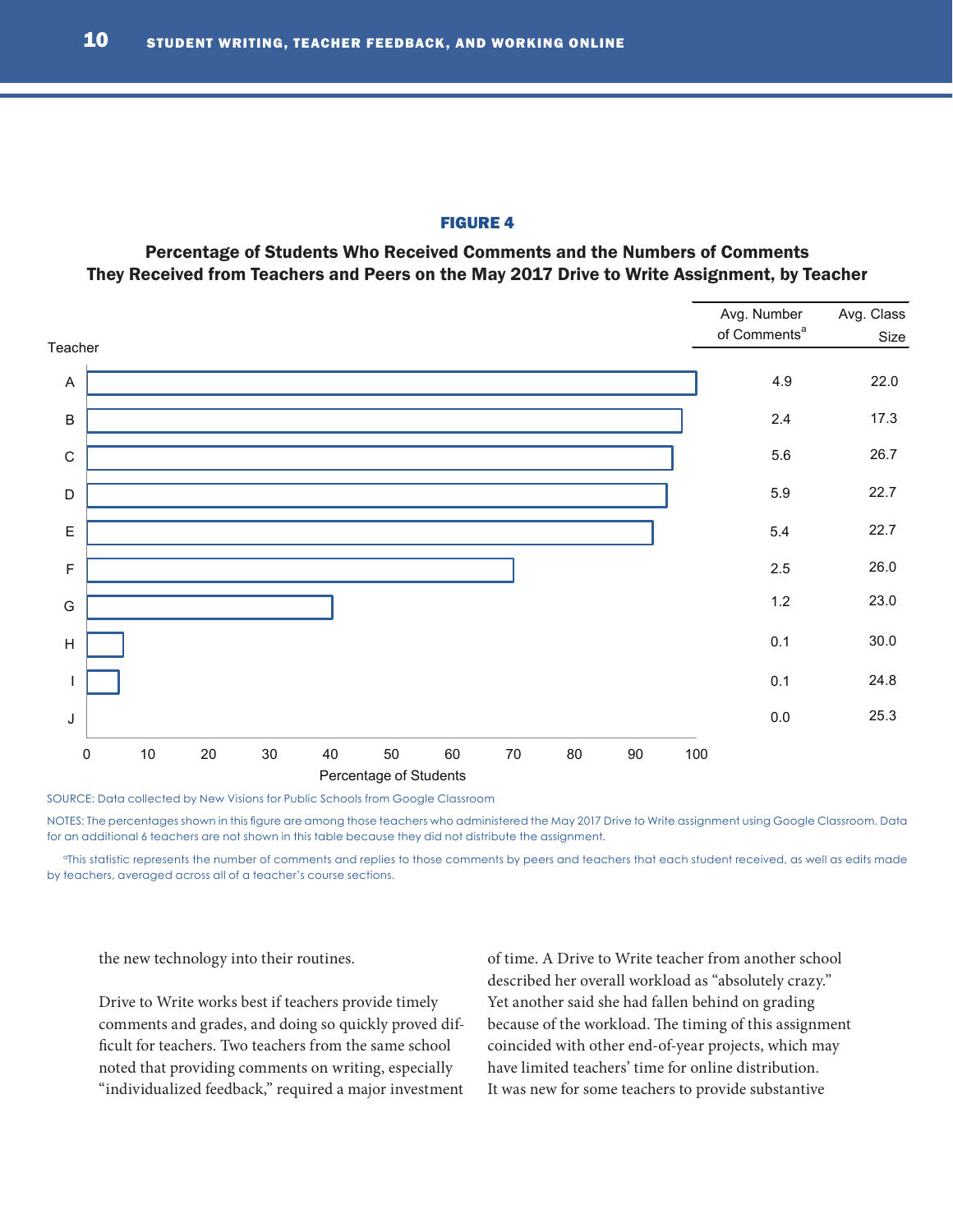**FIGURE 4**

**Percentage of Students Who Received Comments and the Numbers of Comments They Received from Teachers and Peers on the May 2017 Drive to Write Assignment, by Teacher**

| Teacher | Avg. Number of Comments[a] | Avg. Class Size |
|---|---|---|
| A | 4.9 | 22.0 |
| B | 2.4 | 17.3 |
| C | 5.6 | 26.7 |
| D | 5.9 | 22.7 |
| E | 5.4 | 22.7 |
| F | 2.5 | 26.0 |
| G | 1.2 | 23.0 |
| H | 0.1 | 30.0 |
| I | 0.1 | 24.8 |
| J | 0.0 | 25.3 |

SOURCE: Data collected by New Visions for Public Schools from Google Classroom

NOTES: The percentages shown in this figure are among those teachers who administered the May 2017 Drive to Write assignment using Google Classroom. Data for an additional 6 teachers are not shown in this table because they did not distribute the assignment.

[a]This statistic represents the number of comments and replies to those comments by peers and teachers that each student received, as well as edits made by teachers, averaged across all of a teacher's course sections.

the new technology into their routines.

Drive to Write works best if teachers provide timely comments and grades, and doing so quickly proved difficult for teachers. Two teachers from the same school noted that providing comments on writing, especially "individualized feedback," required a major investment of time. A Drive to Write teacher from another school described her overall workload as "absolutely crazy." Yet another said she had fallen behind on grading because of the workload. The timing of this assignment coincided with other end-of-year projects, which may have limited teachers' time for online distribution. It was new for some teachers to provide substantive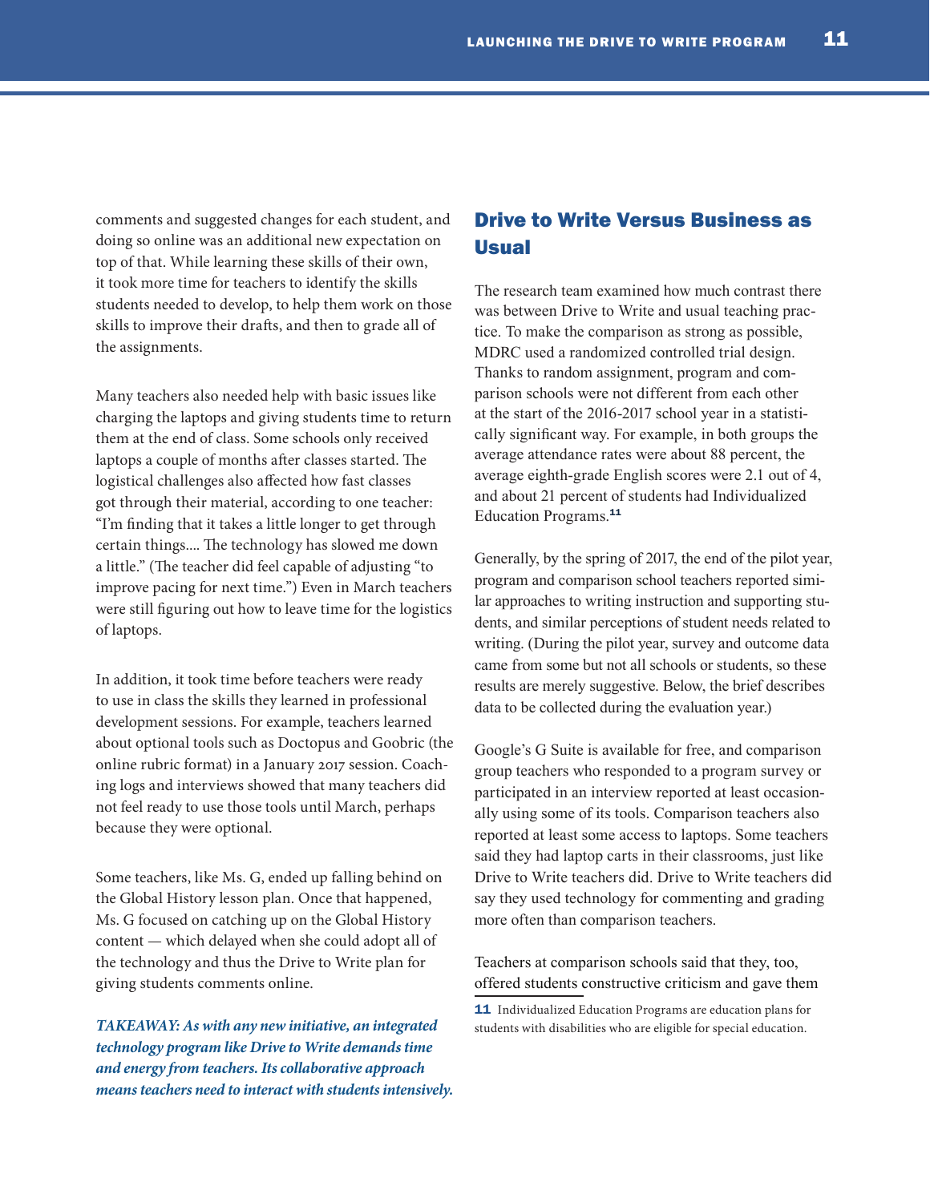comments and suggested changes for each student, and doing so online was an additional new expectation on top of that. While learning these skills of their own, it took more time for teachers to identify the skills students needed to develop, to help them work on those skills to improve their drafts, and then to grade all of the assignments.

Many teachers also needed help with basic issues like charging the laptops and giving students time to return them at the end of class. Some schools only received laptops a couple of months after classes started. The logistical challenges also affected how fast classes got through their material, according to one teacher: "I'm finding that it takes a little longer to get through certain things.... The technology has slowed me down a little." (The teacher did feel capable of adjusting "to improve pacing for next time.") Even in March teachers were still figuring out how to leave time for the logistics of laptops.

In addition, it took time before teachers were ready to use in class the skills they learned in professional development sessions. For example, teachers learned about optional tools such as Doctopus and Goobric (the online rubric format) in a January 2017 session. Coaching logs and interviews showed that many teachers did not feel ready to use those tools until March, perhaps because they were optional.

Some teachers, like Ms. G, ended up falling behind on the Global History lesson plan. Once that happened, Ms. G focused on catching up on the Global History content — which delayed when she could adopt all of the technology and thus the Drive to Write plan for giving students comments online.

***TAKEAWAY: As with any new initiative, an integrated technology program like Drive to Write demands time and energy from teachers. Its collaborative approach means teachers need to interact with students intensively.***

## Drive to Write Versus Business as Usual

The research team examined how much contrast there was between Drive to Write and usual teaching practice. To make the comparison as strong as possible, MDRC used a randomized controlled trial design. Thanks to random assignment, program and comparison schools were not different from each other at the start of the 2016-2017 school year in a statistically significant way. For example, in both groups the average attendance rates were about 88 percent, the average eighth-grade English scores were 2.1 out of 4, and about 21 percent of students had Individualized Education Programs.[11]

Generally, by the spring of 2017, the end of the pilot year, program and comparison school teachers reported similar approaches to writing instruction and supporting students, and similar perceptions of student needs related to writing. (During the pilot year, survey and outcome data came from some but not all schools or students, so these results are merely suggestive. Below, the brief describes data to be collected during the evaluation year.)

Google's G Suite is available for free, and comparison group teachers who responded to a program survey or participated in an interview reported at least occasionally using some of its tools. Comparison teachers also reported at least some access to laptops. Some teachers said they had laptop carts in their classrooms, just like Drive to Write teachers did. Drive to Write teachers did say they used technology for commenting and grading more often than comparison teachers.

Teachers at comparison schools said that they, too, offered students constructive criticism and gave them

[11] Individualized Education Programs are education plans for students with disabilities who are eligible for special education.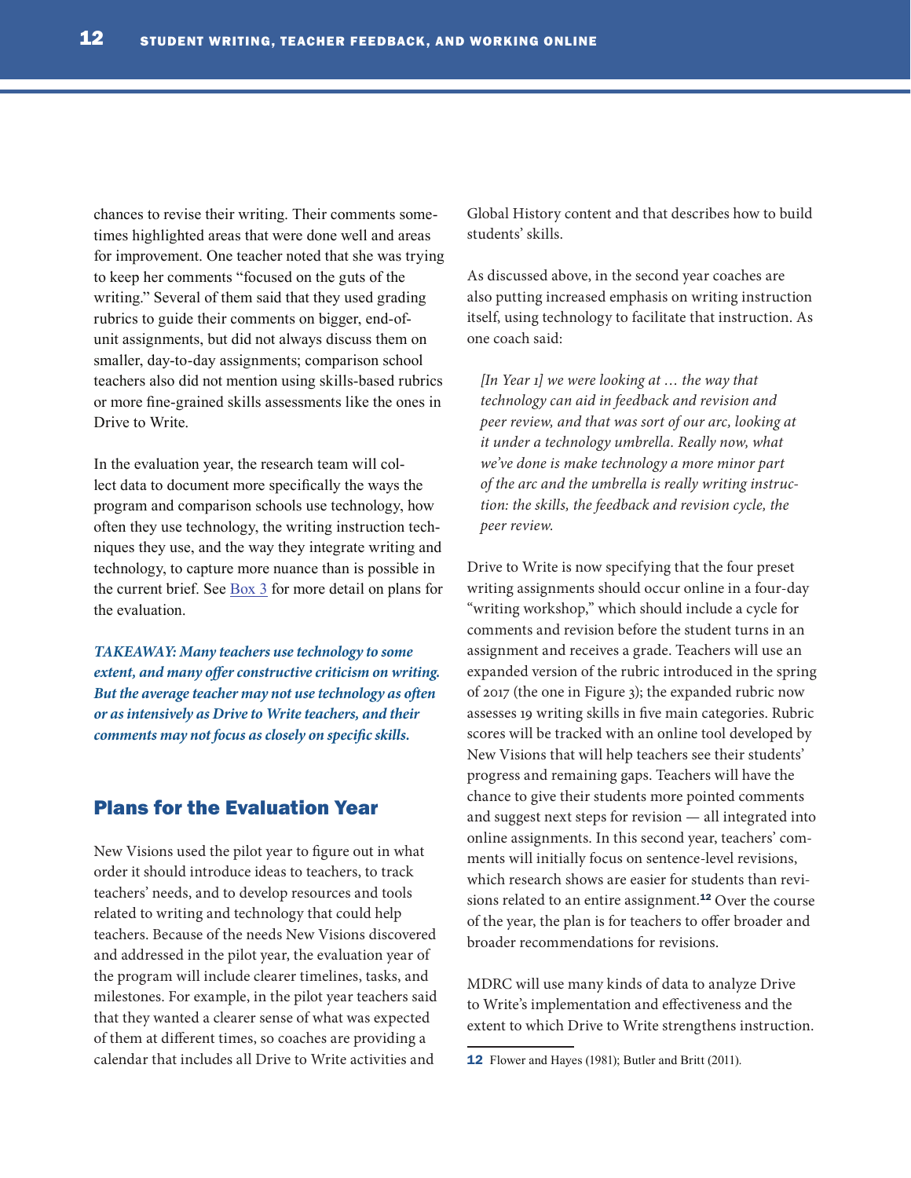chances to revise their writing. Their comments sometimes highlighted areas that were done well and areas for improvement. One teacher noted that she was trying to keep her comments "focused on the guts of the writing." Several of them said that they used grading rubrics to guide their comments on bigger, end-of-unit assignments, but did not always discuss them on smaller, day-to-day assignments; comparison school teachers also did not mention using skills-based rubrics or more fine-grained skills assessments like the ones in Drive to Write.

In the evaluation year, the research team will collect data to document more specifically the ways the program and comparison schools use technology, how often they use technology, the writing instruction techniques they use, and the way they integrate writing and technology, to capture more nuance than is possible in the current brief. See Box 3 for more detail on plans for the evaluation.

***TAKEAWAY: Many teachers use technology to some extent, and many offer constructive criticism on writing. But the average teacher may not use technology as often or as intensively as Drive to Write teachers, and their comments may not focus as closely on specific skills.***

## Plans for the Evaluation Year

New Visions used the pilot year to figure out in what order it should introduce ideas to teachers, to track teachers' needs, and to develop resources and tools related to writing and technology that could help teachers. Because of the needs New Visions discovered and addressed in the pilot year, the evaluation year of the program will include clearer timelines, tasks, and milestones. For example, in the pilot year teachers said that they wanted a clearer sense of what was expected of them at different times, so coaches are providing a calendar that includes all Drive to Write activities and Global History content and that describes how to build students' skills.

As discussed above, in the second year coaches are also putting increased emphasis on writing instruction itself, using technology to facilitate that instruction. As one coach said:

> *[In Year 1] we were looking at … the way that technology can aid in feedback and revision and peer review, and that was sort of our arc, looking at it under a technology umbrella. Really now, what we've done is make technology a more minor part of the arc and the umbrella is really writing instruction: the skills, the feedback and revision cycle, the peer review.*

Drive to Write is now specifying that the four preset writing assignments should occur online in a four-day "writing workshop," which should include a cycle for comments and revision before the student turns in an assignment and receives a grade. Teachers will use an expanded version of the rubric introduced in the spring of 2017 (the one in Figure 3); the expanded rubric now assesses 19 writing skills in five main categories. Rubric scores will be tracked with an online tool developed by New Visions that will help teachers see their students' progress and remaining gaps. Teachers will have the chance to give their students more pointed comments and suggest next steps for revision — all integrated into online assignments. In this second year, teachers' comments will initially focus on sentence-level revisions, which research shows are easier for students than revisions related to an entire assignment.[12] Over the course of the year, the plan is for teachers to offer broader and broader recommendations for revisions.

MDRC will use many kinds of data to analyze Drive to Write's implementation and effectiveness and the extent to which Drive to Write strengthens instruction.

---

12 Flower and Hayes (1981); Butler and Britt (2011).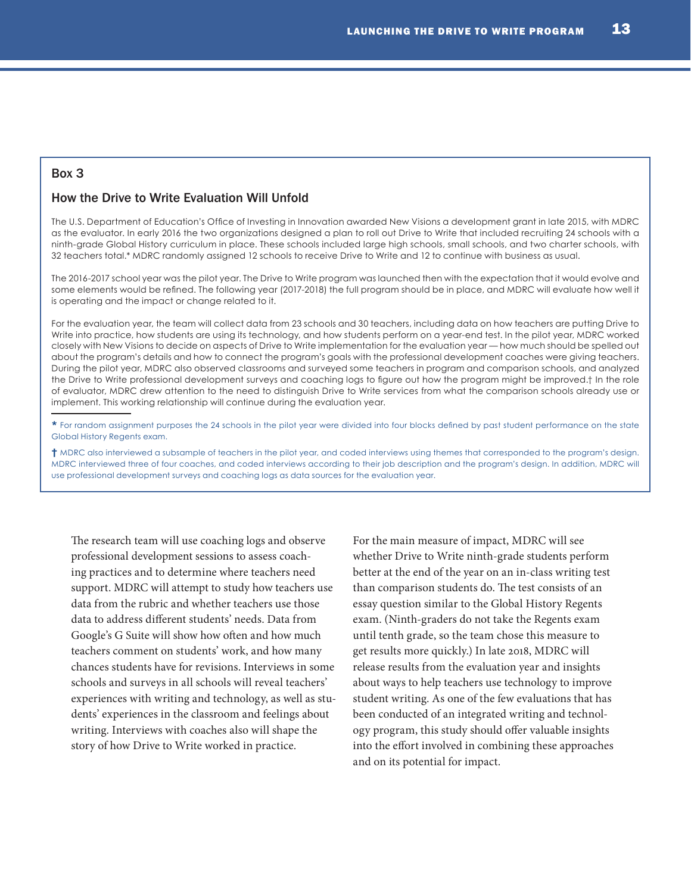## Box 3

### How the Drive to Write Evaluation Will Unfold

The U.S. Department of Education's Office of Investing in Innovation awarded New Visions a development grant in late 2015, with MDRC as the evaluator. In early 2016 the two organizations designed a plan to roll out Drive to Write that included recruiting 24 schools with a ninth-grade Global History curriculum in place. These schools included large high schools, small schools, and two charter schools, with 32 teachers total.* MDRC randomly assigned 12 schools to receive Drive to Write and 12 to continue with business as usual.

The 2016-2017 school year was the pilot year. The Drive to Write program was launched then with the expectation that it would evolve and some elements would be refined. The following year (2017-2018) the full program should be in place, and MDRC will evaluate how well it is operating and the impact or change related to it.

For the evaluation year, the team will collect data from 23 schools and 30 teachers, including data on how teachers are putting Drive to Write into practice, how students are using its technology, and how students perform on a year-end test. In the pilot year, MDRC worked closely with New Visions to decide on aspects of Drive to Write implementation for the evaluation year — how much should be spelled out about the program's details and how to connect the program's goals with the professional development coaches were giving teachers. During the pilot year, MDRC also observed classrooms and surveyed some teachers in program and comparison schools, and analyzed the Drive to Write professional development surveys and coaching logs to figure out how the program might be improved.† In the role of evaluator, MDRC drew attention to the need to distinguish Drive to Write services from what the comparison schools already use or implement. This working relationship will continue during the evaluation year.

---

* For random assignment purposes the 24 schools in the pilot year were divided into four blocks defined by past student performance on the state Global History Regents exam.

† MDRC also interviewed a subsample of teachers in the pilot year, and coded interviews using themes that corresponded to the program's design. MDRC interviewed three of four coaches, and coded interviews according to their job description and the program's design. In addition, MDRC will use professional development surveys and coaching logs as data sources for the evaluation year.

---

The research team will use coaching logs and observe professional development sessions to assess coaching practices and to determine where teachers need support. MDRC will attempt to study how teachers use data from the rubric and whether teachers use those data to address different students' needs. Data from Google's G Suite will show how often and how much teachers comment on students' work, and how many chances students have for revisions. Interviews in some schools and surveys in all schools will reveal teachers' experiences with writing and technology, as well as students' experiences in the classroom and feelings about writing. Interviews with coaches also will shape the story of how Drive to Write worked in practice.

For the main measure of impact, MDRC will see whether Drive to Write ninth-grade students perform better at the end of the year on an in-class writing test than comparison students do. The test consists of an essay question similar to the Global History Regents exam. (Ninth-graders do not take the Regents exam until tenth grade, so the team chose this measure to get results more quickly.) In late 2018, MDRC will release results from the evaluation year and insights about ways to help teachers use technology to improve student writing. As one of the few evaluations that has been conducted of an integrated writing and technology program, this study should offer valuable insights into the effort involved in combining these approaches and on its potential for impact.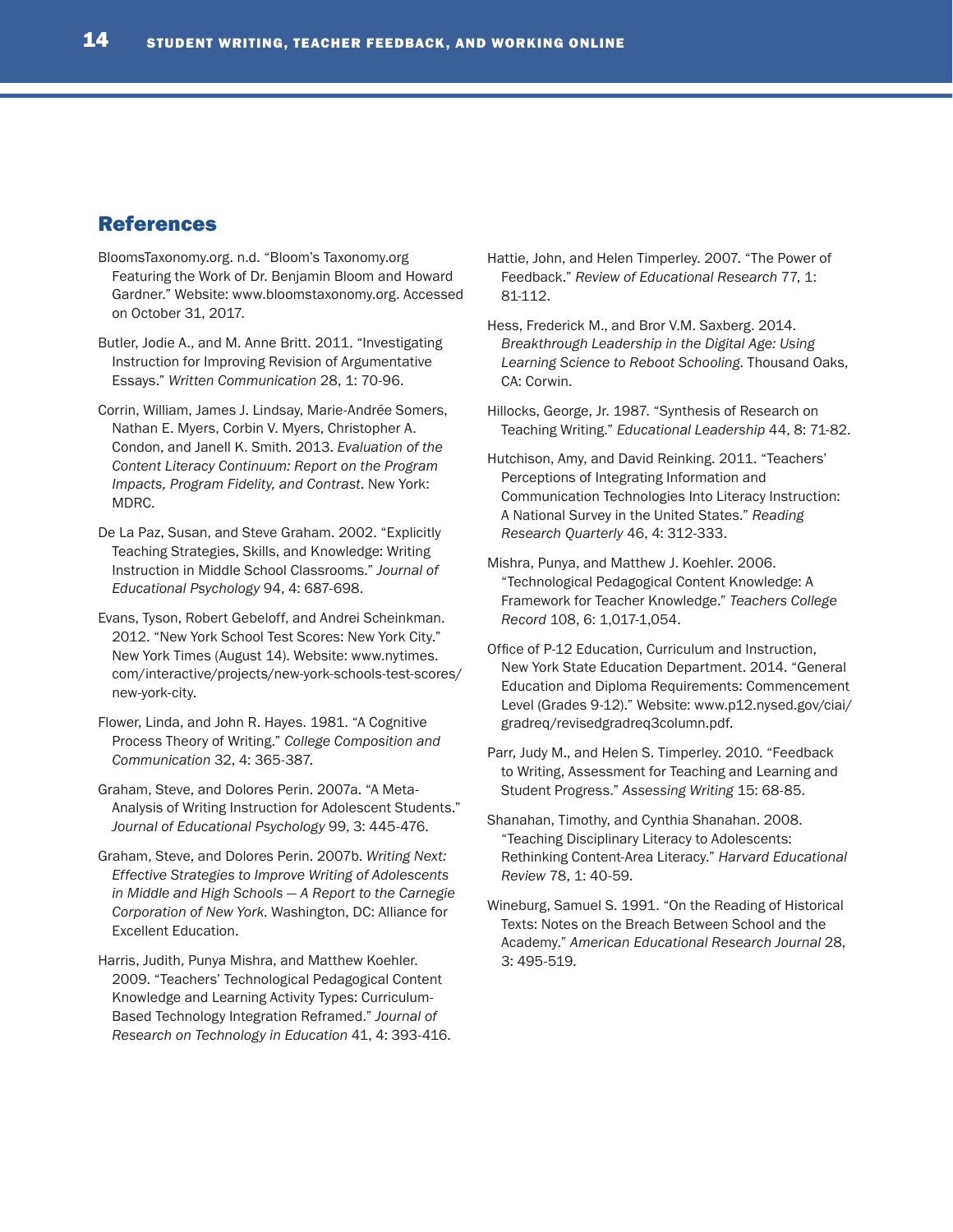## References

BloomsTaxonomy.org. n.d. "Bloom's Taxonomy.org Featuring the Work of Dr. Benjamin Bloom and Howard Gardner." Website: www.bloomstaxonomy.org. Accessed on October 31, 2017.

Butler, Jodie A., and M. Anne Britt. 2011. "Investigating Instruction for Improving Revision of Argumentative Essays." *Written Communication* 28, 1: 70-96.

Corrin, William, James J. Lindsay, Marie-Andrée Somers, Nathan E. Myers, Corbin V. Myers, Christopher A. Condon, and Janell K. Smith. 2013. *Evaluation of the Content Literacy Continuum: Report on the Program Impacts, Program Fidelity, and Contrast*. New York: MDRC.

De La Paz, Susan, and Steve Graham. 2002. "Explicitly Teaching Strategies, Skills, and Knowledge: Writing Instruction in Middle School Classrooms." *Journal of Educational Psychology* 94, 4: 687-698.

Evans, Tyson, Robert Gebeloff, and Andrei Scheinkman. 2012. "New York School Test Scores: New York City." New York Times (August 14). Website: www.nytimes.com/interactive/projects/new-york-schools-test-scores/new-york-city.

Flower, Linda, and John R. Hayes. 1981. "A Cognitive Process Theory of Writing." *College Composition and Communication* 32, 4: 365-387.

Graham, Steve, and Dolores Perin. 2007a. "A Meta-Analysis of Writing Instruction for Adolescent Students." *Journal of Educational Psychology* 99, 3: 445-476.

Graham, Steve, and Dolores Perin. 2007b. *Writing Next: Effective Strategies to Improve Writing of Adolescents in Middle and High Schools — A Report to the Carnegie Corporation of New York*. Washington, DC: Alliance for Excellent Education.

Harris, Judith, Punya Mishra, and Matthew Koehler. 2009. "Teachers' Technological Pedagogical Content Knowledge and Learning Activity Types: Curriculum-Based Technology Integration Reframed." *Journal of Research on Technology in Education* 41, 4: 393-416.

Hattie, John, and Helen Timperley. 2007. "The Power of Feedback." *Review of Educational Research* 77, 1: 81-112.

Hess, Frederick M., and Bror V.M. Saxberg. 2014. *Breakthrough Leadership in the Digital Age: Using Learning Science to Reboot Schooling*. Thousand Oaks, CA: Corwin.

Hillocks, George, Jr. 1987. "Synthesis of Research on Teaching Writing." *Educational Leadership* 44, 8: 71-82.

Hutchison, Amy, and David Reinking. 2011. "Teachers' Perceptions of Integrating Information and Communication Technologies Into Literacy Instruction: A National Survey in the United States." *Reading Research Quarterly* 46, 4: 312-333.

Mishra, Punya, and Matthew J. Koehler. 2006. "Technological Pedagogical Content Knowledge: A Framework for Teacher Knowledge." *Teachers College Record* 108, 6: 1,017-1,054.

Office of P-12 Education, Curriculum and Instruction, New York State Education Department. 2014. "General Education and Diploma Requirements: Commencement Level (Grades 9-12)." Website: www.p12.nysed.gov/ciai/gradreq/revisedgradreq3column.pdf.

Parr, Judy M., and Helen S. Timperley. 2010. "Feedback to Writing, Assessment for Teaching and Learning and Student Progress." *Assessing Writing* 15: 68-85.

Shanahan, Timothy, and Cynthia Shanahan. 2008. "Teaching Disciplinary Literacy to Adolescents: Rethinking Content-Area Literacy." *Harvard Educational Review* 78, 1: 40-59.

Wineburg, Samuel S. 1991. "On the Reading of Historical Texts: Notes on the Breach Between School and the Academy." *American Educational Research Journal* 28, 3: 495-519.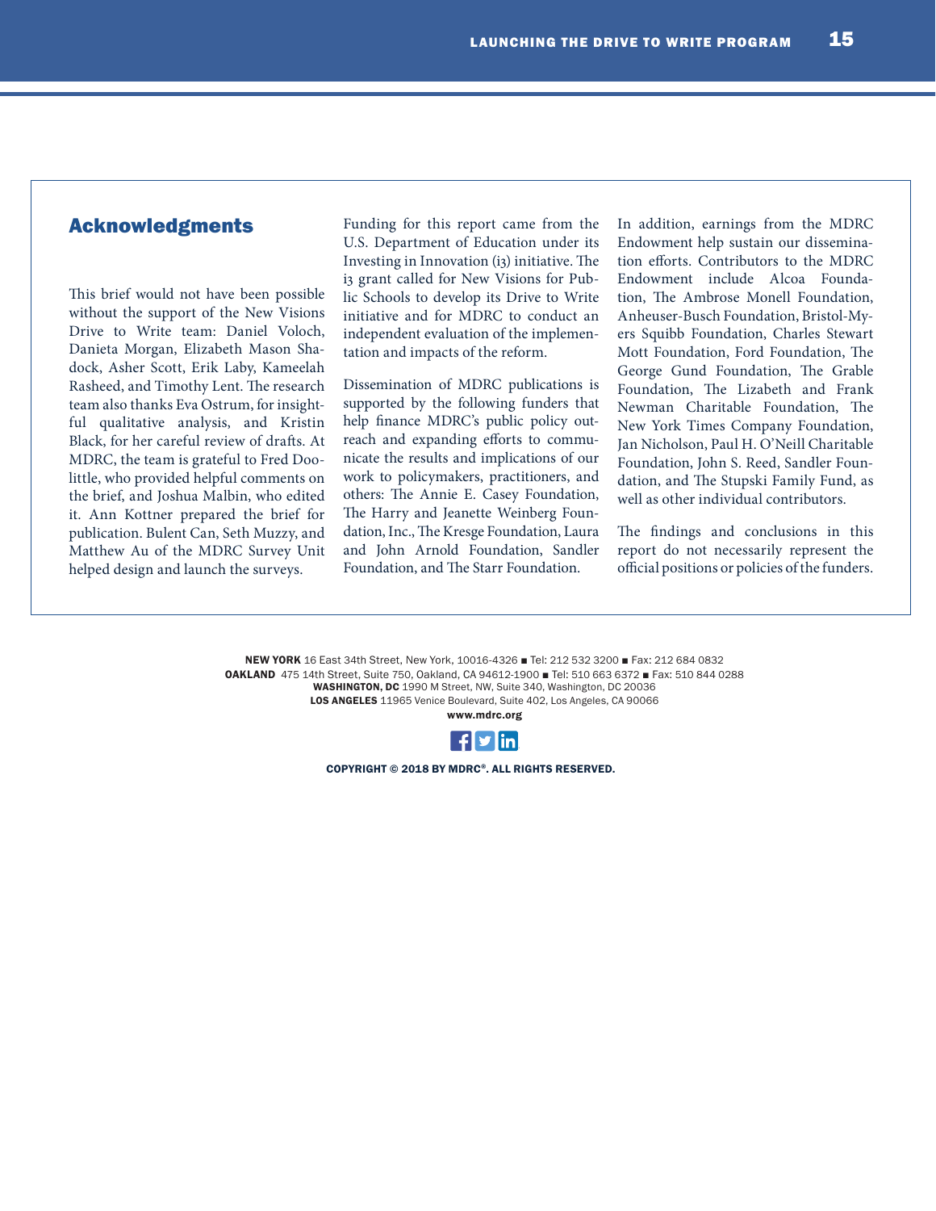## Acknowledgments

This brief would not have been possible without the support of the New Visions Drive to Write team: Daniel Voloch, Danieta Morgan, Elizabeth Mason Shadock, Asher Scott, Erik Laby, Kameelah Rasheed, and Timothy Lent. The research team also thanks Eva Ostrum, for insightful qualitative analysis, and Kristin Black, for her careful review of drafts. At MDRC, the team is grateful to Fred Doolittle, who provided helpful comments on the brief, and Joshua Malbin, who edited it. Ann Kottner prepared the brief for publication. Bulent Can, Seth Muzzy, and Matthew Au of the MDRC Survey Unit helped design and launch the surveys.

Funding for this report came from the U.S. Department of Education under its Investing in Innovation (i3) initiative. The i3 grant called for New Visions for Public Schools to develop its Drive to Write initiative and for MDRC to conduct an independent evaluation of the implementation and impacts of the reform.

Dissemination of MDRC publications is supported by the following funders that help finance MDRC's public policy outreach and expanding efforts to communicate the results and implications of our work to policymakers, practitioners, and others: The Annie E. Casey Foundation, The Harry and Jeanette Weinberg Foundation, Inc., The Kresge Foundation, Laura and John Arnold Foundation, Sandler Foundation, and The Starr Foundation.

In addition, earnings from the MDRC Endowment help sustain our dissemination efforts. Contributors to the MDRC Endowment include Alcoa Foundation, The Ambrose Monell Foundation, Anheuser-Busch Foundation, Bristol-Myers Squibb Foundation, Charles Stewart Mott Foundation, Ford Foundation, The George Gund Foundation, The Grable Foundation, The Lizabeth and Frank Newman Charitable Foundation, The New York Times Company Foundation, Jan Nicholson, Paul H. O'Neill Charitable Foundation, John S. Reed, Sandler Foundation, and The Stupski Family Fund, as well as other individual contributors.

The findings and conclusions in this report do not necessarily represent the official positions or policies of the funders.

**NEW YORK** 16 East 34th Street, New York, 10016-4326 ■ Tel: 212 532 3200 ■ Fax: 212 684 0832
**OAKLAND** 475 14th Street, Suite 750, Oakland, CA 94612-1900 ■ Tel: 510 663 6372 ■ Fax: 510 844 0288
**WASHINGTON, DC** 1990 M Street, NW, Suite 340, Washington, DC 20036
**LOS ANGELES** 11965 Venice Boulevard, Suite 402, Los Angeles, CA 90066
**www.mdrc.org**

**COPYRIGHT © 2018 BY MDRC®. ALL RIGHTS RESERVED.**